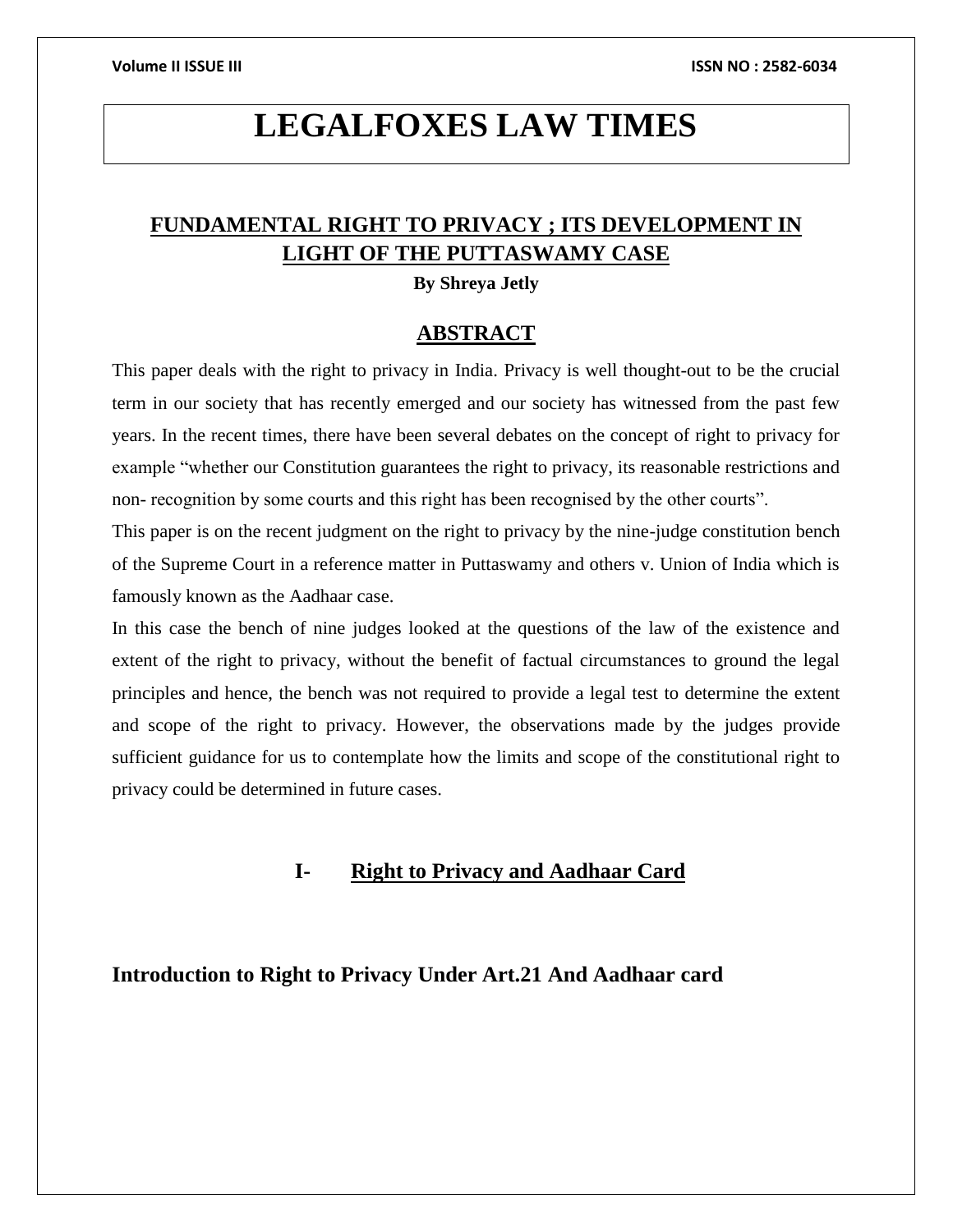# LEGALFOXES LAW TIMES

## FUNDAMENTAL RIGHT TO PRIVACY ; ITS DEVELOPMENT IN LIGHT OF THE PUTTASWAMY CASE

**By Shreya Jetly**

## ABSTRACT

This paper deals with the right to privacy in India. Privacy is well thought-out to be the crucial term in our society that has recently emerged and our society has witnessed from the past few years. In the recent times, there have been several debates on the concept of right to privacy for example "whether our Constitution guarantees the right to privacy, its reasonable restrictions and non- recognition by some courts and this right has been recognised by the other courts".

This paper is on the recent judgment on the right to privacy by the nine-judge constitution bench of the Supreme Court in a reference matter in Puttaswamy and others v. Union of India which is famously known as the Aadhaar case.

In this case the bench of nine judges looked at the questions of the law of the existence and extent of the right to privacy, without the benefit of factual circumstances to ground the legal principles and hence, the bench was not required to provide a legal test to determine the extent and scope of the right to privacy. However, the observations made by the judges provide sufficient guidance for us to contemplate how the limits and scope of the constitutional right to privacy could be determined in future cases.

## I- Right to Privacy and Aadhaar Card

### Introduction to Right to Privacy Under Art.21 And Aadhaar card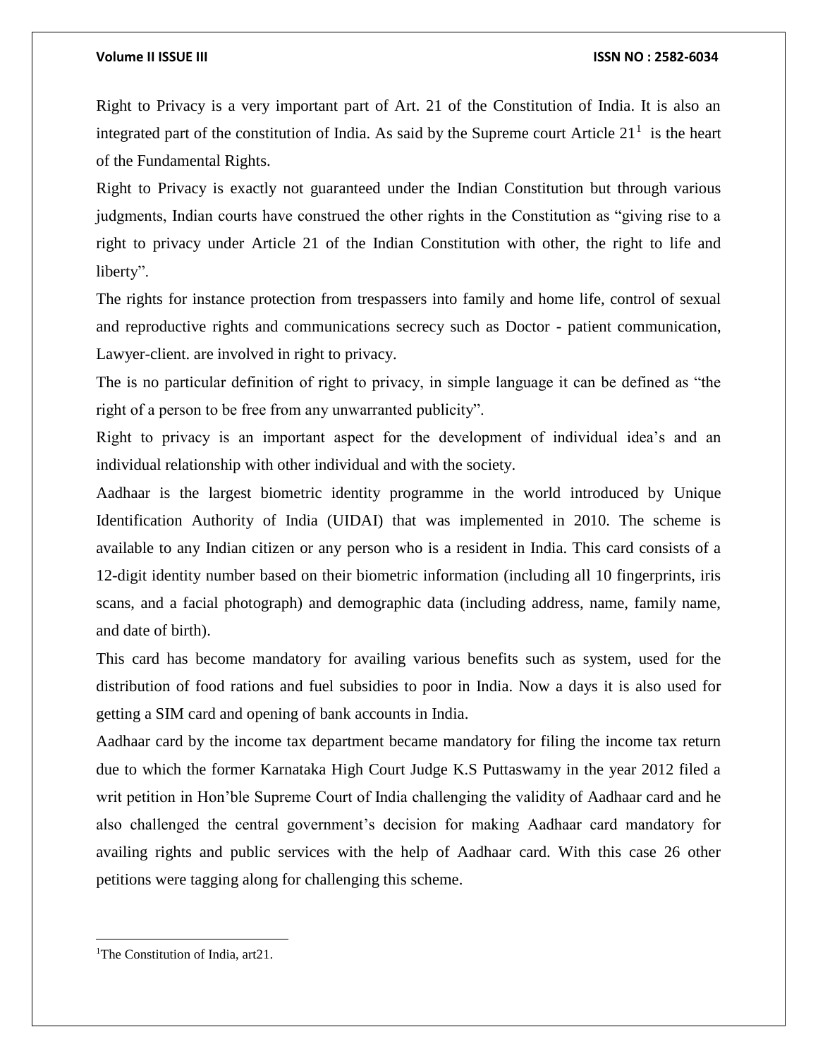Right to Privacy is a very important part of Art. 21 of the Constitution of India. It is also an integrated part of the constitution of India. As said by the Supreme court Article 21[1] is the heart of the Fundamental Rights.

Right to Privacy is exactly not guaranteed under the Indian Constitution but through various judgments, Indian courts have construed the other rights in the Constitution as "giving rise to a right to privacy under Article 21 of the Indian Constitution with other, the right to life and liberty".

The rights for instance protection from trespassers into family and home life, control of sexual and reproductive rights and communications secrecy such as Doctor - patient communication, Lawyer-client. are involved in right to privacy.

The is no particular definition of right to privacy, in simple language it can be defined as "the right of a person to be free from any unwarranted publicity".

Right to privacy is an important aspect for the development of individual idea's and an individual relationship with other individual and with the society.

Aadhaar is the largest biometric identity programme in the world introduced by Unique Identification Authority of India (UIDAI) that was implemented in 2010. The scheme is available to any Indian citizen or any person who is a resident in India. This card consists of a 12-digit identity number based on their biometric information (including all 10 fingerprints, iris scans, and a facial photograph) and demographic data (including address, name, family name, and date of birth).

This card has become mandatory for availing various benefits such as system, used for the distribution of food rations and fuel subsidies to poor in India. Now a days it is also used for getting a SIM card and opening of bank accounts in India.

Aadhaar card by the income tax department became mandatory for filing the income tax return due to which the former Karnataka High Court Judge K.S Puttaswamy in the year 2012 filed a writ petition in Hon'ble Supreme Court of India challenging the validity of Aadhaar card and he also challenged the central government's decision for making Aadhaar card mandatory for availing rights and public services with the help of Aadhaar card. With this case 26 other petitions were tagging along for challenging this scheme.

---

[1] The Constitution of India, art21.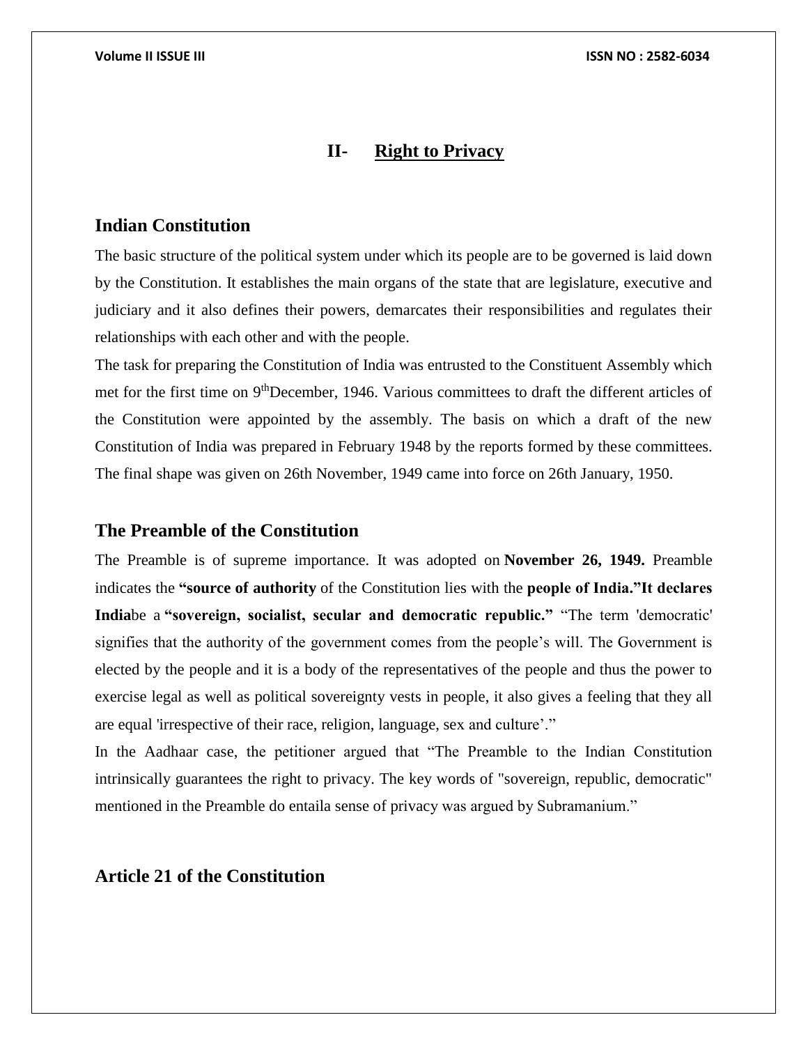## II- Right to Privacy

### Indian Constitution

The basic structure of the political system under which its people are to be governed is laid down by the Constitution. It establishes the main organs of the state that are legislature, executive and judiciary and it also defines their powers, demarcates their responsibilities and regulates their relationships with each other and with the people.

The task for preparing the Constitution of India was entrusted to the Constituent Assembly which met for the first time on 9th December, 1946. Various committees to draft the different articles of the Constitution were appointed by the assembly. The basis on which a draft of the new Constitution of India was prepared in February 1948 by the reports formed by these committees. The final shape was given on 26th November, 1949 came into force on 26th January, 1950.

### The Preamble of the Constitution

The Preamble is of supreme importance. It was adopted on **November 26, 1949.** Preamble indicates the **"source of authority** of the Constitution lies with the **people of India."It declares India**be a **"sovereign, socialist, secular and democratic republic."** "The term 'democratic' signifies that the authority of the government comes from the people's will. The Government is elected by the people and it is a body of the representatives of the people and thus the power to exercise legal as well as political sovereignty vests in people, it also gives a feeling that they all are equal 'irrespective of their race, religion, language, sex and culture'."

In the Aadhaar case, the petitioner argued that "The Preamble to the Indian Constitution intrinsically guarantees the right to privacy. The key words of "sovereign, republic, democratic" mentioned in the Preamble do entaila sense of privacy was argued by Subramanium."

### Article 21 of the Constitution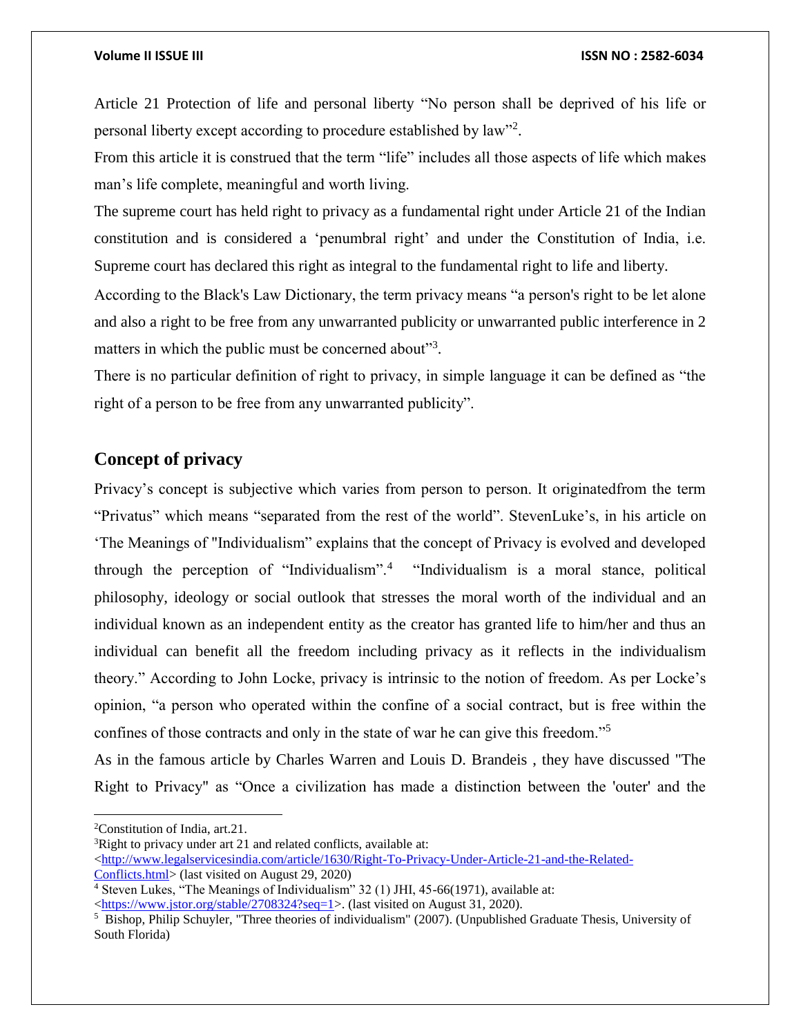Article 21 Protection of life and personal liberty "No person shall be deprived of his life or personal liberty except according to procedure established by law"[2].

From this article it is construed that the term "life" includes all those aspects of life which makes man's life complete, meaningful and worth living.

The supreme court has held right to privacy as a fundamental right under Article 21 of the Indian constitution and is considered a 'penumbral right' and under the Constitution of India, i.e. Supreme court has declared this right as integral to the fundamental right to life and liberty.

According to the Black's Law Dictionary, the term privacy means "a person's right to be let alone and also a right to be free from any unwarranted publicity or unwarranted public interference in 2 matters in which the public must be concerned about"[3].

There is no particular definition of right to privacy, in simple language it can be defined as "the right of a person to be free from any unwarranted publicity".

## Concept of privacy

Privacy's concept is subjective which varies from person to person. It originatedfrom the term "Privatus" which means "separated from the rest of the world". StevenLuke's, in his article on 'The Meanings of "Individualism" explains that the concept of Privacy is evolved and developed through the perception of "Individualism".[4] "Individualism is a moral stance, political philosophy, ideology or social outlook that stresses the moral worth of the individual and an individual known as an independent entity as the creator has granted life to him/her and thus an individual can benefit all the freedom including privacy as it reflects in the individualism theory." According to John Locke, privacy is intrinsic to the notion of freedom. As per Locke's opinion, "a person who operated within the confine of a social contract, but is free within the confines of those contracts and only in the state of war he can give this freedom."[5]

As in the famous article by Charles Warren and Louis D. Brandeis , they have discussed "The Right to Privacy" as "Once a civilization has made a distinction between the 'outer' and the

---

[2]Constitution of India, art.21.

[3]Right to privacy under art 21 and related conflicts, available at: <http://www.legalservicesindia.com/article/1630/Right-To-Privacy-Under-Article-21-and-the-Related-Conflicts.html> (last visited on August 29, 2020)

[4] Steven Lukes, "The Meanings of Individualism" 32 (1) JHI, 45-66(1971), available at: <https://www.jstor.org/stable/2708324?seq=1>. (last visited on August 31, 2020).

[5] Bishop, Philip Schuyler, "Three theories of individualism" (2007). (Unpublished Graduate Thesis, University of South Florida)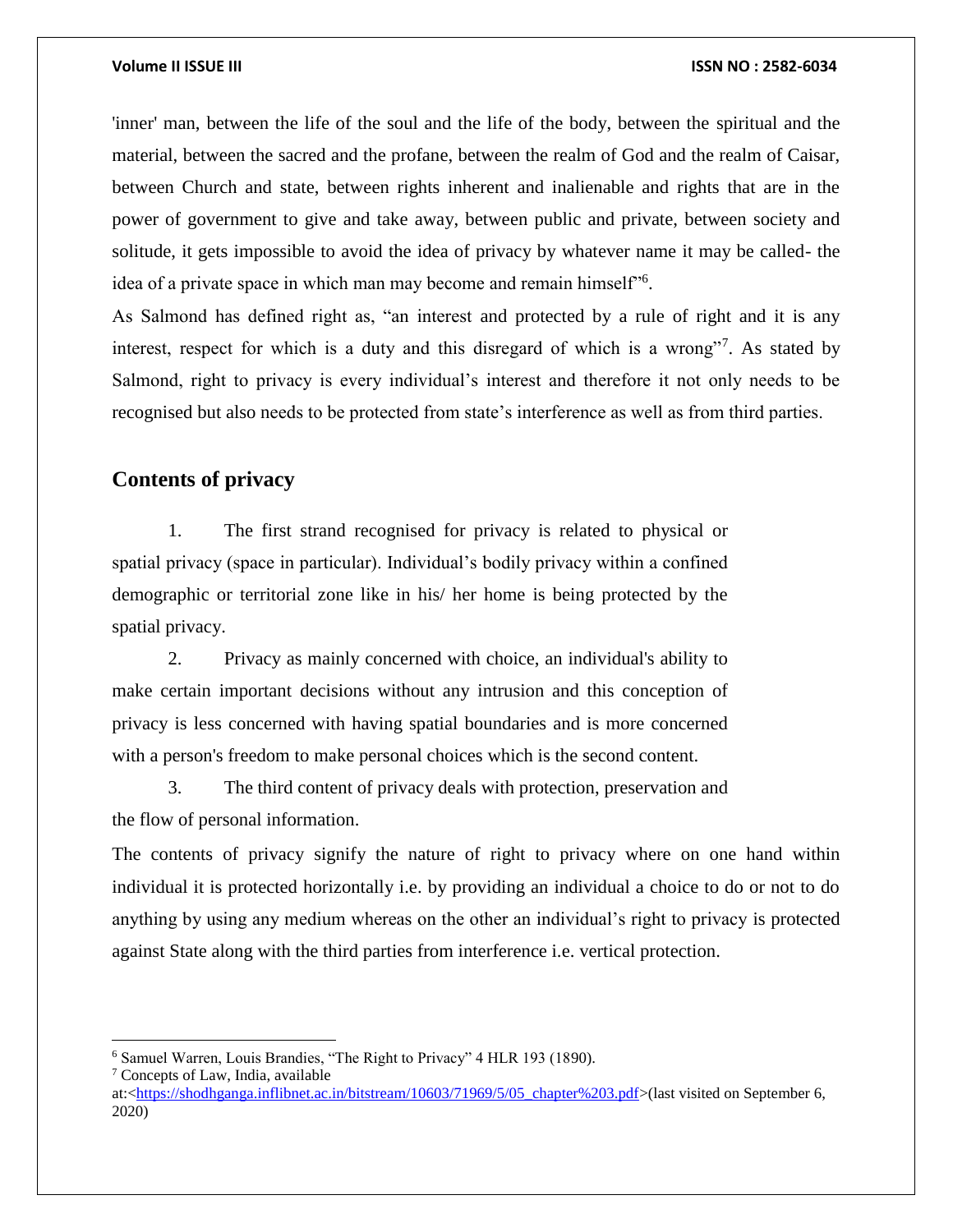'inner' man, between the life of the soul and the life of the body, between the spiritual and the material, between the sacred and the profane, between the realm of God and the realm of Caisar, between Church and state, between rights inherent and inalienable and rights that are in the power of government to give and take away, between public and private, between society and solitude, it gets impossible to avoid the idea of privacy by whatever name it may be called- the idea of a private space in which man may become and remain himself"[6].

As Salmond has defined right as, "an interest and protected by a rule of right and it is any interest, respect for which is a duty and this disregard of which is a wrong"[7]. As stated by Salmond, right to privacy is every individual's interest and therefore it not only needs to be recognised but also needs to be protected from state's interference as well as from third parties.

## Contents of privacy

1. The first strand recognised for privacy is related to physical or spatial privacy (space in particular). Individual's bodily privacy within a confined demographic or territorial zone like in his/ her home is being protected by the spatial privacy.
2. Privacy as mainly concerned with choice, an individual's ability to make certain important decisions without any intrusion and this conception of privacy is less concerned with having spatial boundaries and is more concerned with a person's freedom to make personal choices which is the second content.
3. The third content of privacy deals with protection, preservation and the flow of personal information.

The contents of privacy signify the nature of right to privacy where on one hand within individual it is protected horizontally i.e. by providing an individual a choice to do or not to do anything by using any medium whereas on the other an individual's right to privacy is protected against State along with the third parties from interference i.e. vertical protection.

---

[6] Samuel Warren, Louis Brandies, "The Right to Privacy" 4 HLR 193 (1890).

[7] Concepts of Law, India, available at:<https://shodhganga.inflibnet.ac.in/bitstream/10603/71969/5/05_chapter%203.pdf>(last visited on September 6, 2020)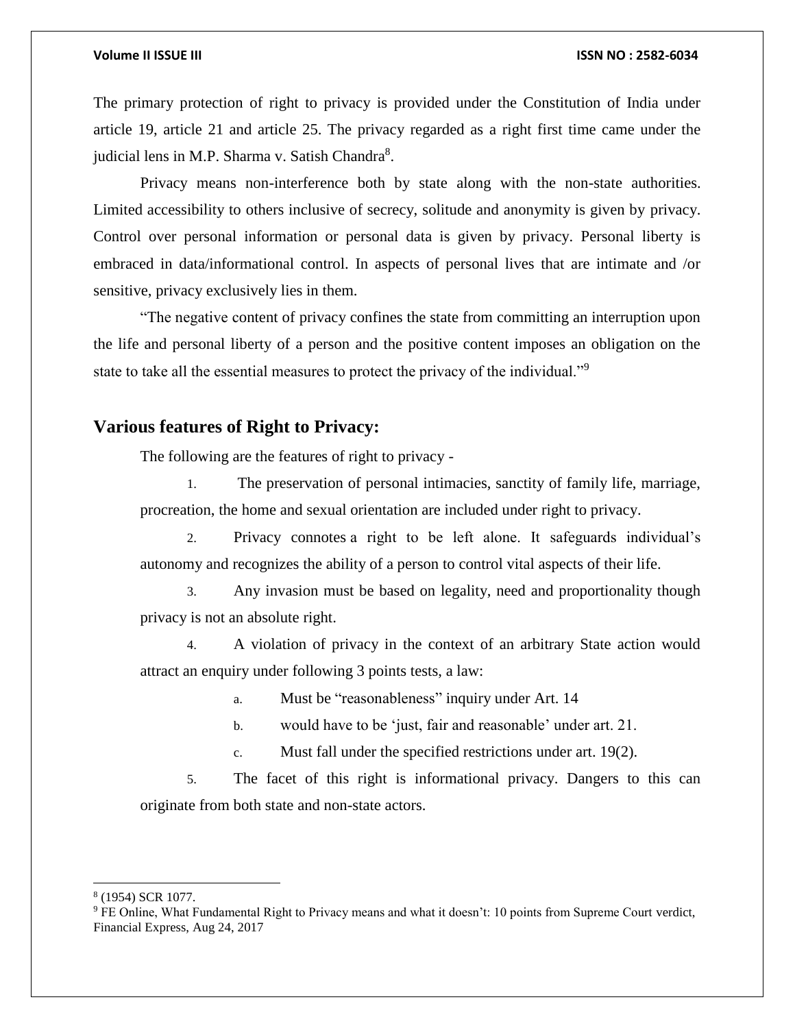The primary protection of right to privacy is provided under the Constitution of India under article 19, article 21 and article 25. The privacy regarded as a right first time came under the judicial lens in M.P. Sharma v. Satish Chandra[8].

Privacy means non-interference both by state along with the non-state authorities. Limited accessibility to others inclusive of secrecy, solitude and anonymity is given by privacy. Control over personal information or personal data is given by privacy. Personal liberty is embraced in data/informational control. In aspects of personal lives that are intimate and /or sensitive, privacy exclusively lies in them.

"The negative content of privacy confines the state from committing an interruption upon the life and personal liberty of a person and the positive content imposes an obligation on the state to take all the essential measures to protect the privacy of the individual."[9]

## Various features of Right to Privacy:

The following are the features of right to privacy -

1. The preservation of personal intimacies, sanctity of family life, marriage, procreation, the home and sexual orientation are included under right to privacy.
2. Privacy connotes a right to be left alone. It safeguards individual's autonomy and recognizes the ability of a person to control vital aspects of their life.
3. Any invasion must be based on legality, need and proportionality though privacy is not an absolute right.
4. A violation of privacy in the context of an arbitrary State action would attract an enquiry under following 3 points tests, a law:
   a. Must be "reasonableness" inquiry under Art. 14
   b. would have to be 'just, fair and reasonable' under art. 21.
   c. Must fall under the specified restrictions under art. 19(2).
5. The facet of this right is informational privacy. Dangers to this can originate from both state and non-state actors.

---

[8] (1954) SCR 1077.

[9] FE Online, What Fundamental Right to Privacy means and what it doesn't: 10 points from Supreme Court verdict, Financial Express, Aug 24, 2017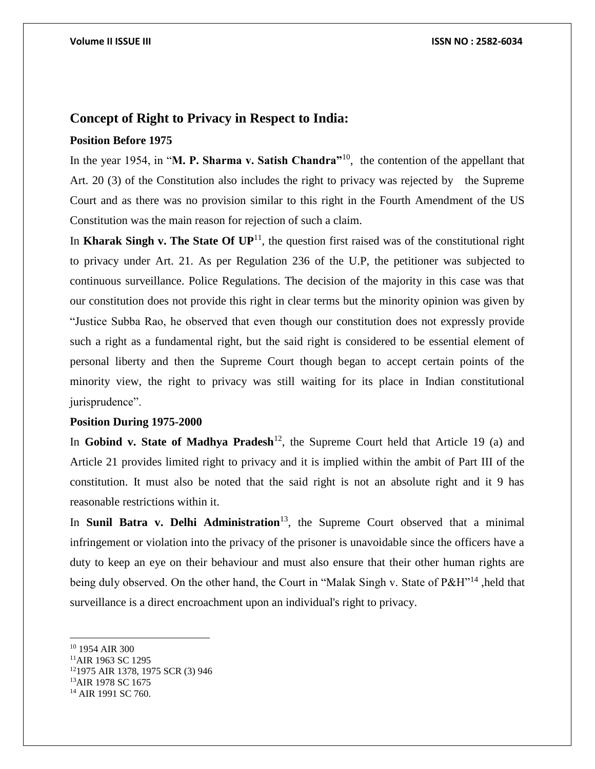## Concept of Right to Privacy in Respect to India:

### Position Before 1975

In the year 1954, in "**M. P. Sharma v. Satish Chandra"**[10], the contention of the appellant that Art. 20 (3) of the Constitution also includes the right to privacy was rejected by the Supreme Court and as there was no provision similar to this right in the Fourth Amendment of the US Constitution was the main reason for rejection of such a claim.

In **Kharak Singh v. The State Of UP**[11], the question first raised was of the constitutional right to privacy under Art. 21. As per Regulation 236 of the U.P, the petitioner was subjected to continuous surveillance. Police Regulations. The decision of the majority in this case was that our constitution does not provide this right in clear terms but the minority opinion was given by "Justice Subba Rao, he observed that even though our constitution does not expressly provide such a right as a fundamental right, but the said right is considered to be essential element of personal liberty and then the Supreme Court though began to accept certain points of the minority view, the right to privacy was still waiting for its place in Indian constitutional jurisprudence".

### Position During 1975-2000

In **Gobind v. State of Madhya Pradesh**[12], the Supreme Court held that Article 19 (a) and Article 21 provides limited right to privacy and it is implied within the ambit of Part III of the constitution. It must also be noted that the said right is not an absolute right and it 9 has reasonable restrictions within it.

In **Sunil Batra v. Delhi Administration**[13], the Supreme Court observed that a minimal infringement or violation into the privacy of the prisoner is unavoidable since the officers have a duty to keep an eye on their behaviour and must also ensure that their other human rights are being duly observed. On the other hand, the Court in "Malak Singh v. State of P&H"[14] ,held that surveillance is a direct encroachment upon an individual's right to privacy.

---

[10] 1954 AIR 300

[11] AIR 1963 SC 1295

[12] 1975 AIR 1378, 1975 SCR (3) 946

[13] AIR 1978 SC 1675

[14] AIR 1991 SC 760.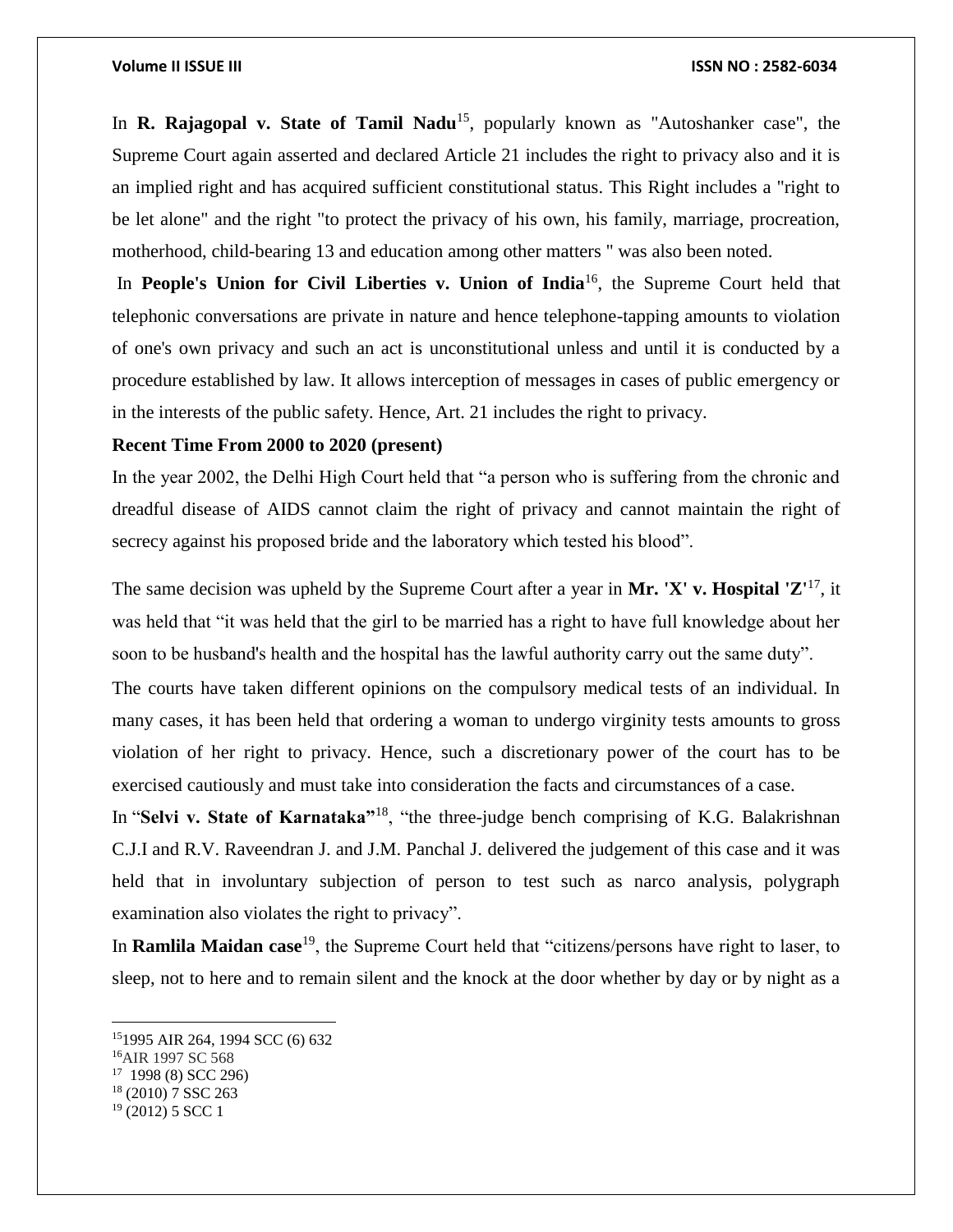In **R. Rajagopal v. State of Tamil Nadu**[15], popularly known as "Autoshanker case", the Supreme Court again asserted and declared Article 21 includes the right to privacy also and it is an implied right and has acquired sufficient constitutional status. This Right includes a "right to be let alone" and the right "to protect the privacy of his own, his family, marriage, procreation, motherhood, child-bearing 13 and education among other matters " was also been noted.

In **People's Union for Civil Liberties v. Union of India**[16], the Supreme Court held that telephonic conversations are private in nature and hence telephone-tapping amounts to violation of one's own privacy and such an act is unconstitutional unless and until it is conducted by a procedure established by law. It allows interception of messages in cases of public emergency or in the interests of the public safety. Hence, Art. 21 includes the right to privacy.

**Recent Time From 2000 to 2020 (present)**

In the year 2002, the Delhi High Court held that "a person who is suffering from the chronic and dreadful disease of AIDS cannot claim the right of privacy and cannot maintain the right of secrecy against his proposed bride and the laboratory which tested his blood".

The same decision was upheld by the Supreme Court after a year in **Mr. 'X' v. Hospital 'Z'**[17], it was held that "it was held that the girl to be married has a right to have full knowledge about her soon to be husband's health and the hospital has the lawful authority carry out the same duty".

The courts have taken different opinions on the compulsory medical tests of an individual. In many cases, it has been held that ordering a woman to undergo virginity tests amounts to gross violation of her right to privacy. Hence, such a discretionary power of the court has to be exercised cautiously and must take into consideration the facts and circumstances of a case.

In "**Selvi v. State of Karnataka"**[18], "the three-judge bench comprising of K.G. Balakrishnan C.J.I and R.V. Raveendran J. and J.M. Panchal J. delivered the judgement of this case and it was held that in involuntary subjection of person to test such as narco analysis, polygraph examination also violates the right to privacy".

In **Ramlila Maidan case**[19], the Supreme Court held that "citizens/persons have right to laser, to sleep, not to here and to remain silent and the knock at the door whether by day or by night as a

---

[15] 1995 AIR 264, 1994 SCC (6) 632

[16] AIR 1997 SC 568

[17] 1998 (8) SCC 296)

[18] (2010) 7 SSC 263

[19] (2012) 5 SCC 1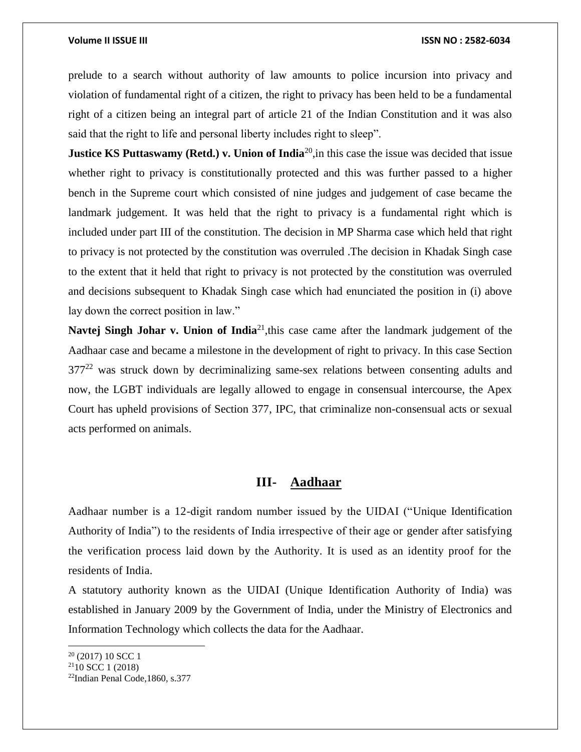prelude to a search without authority of law amounts to police incursion into privacy and violation of fundamental right of a citizen, the right to privacy has been held to be a fundamental right of a citizen being an integral part of article 21 of the Indian Constitution and it was also said that the right to life and personal liberty includes right to sleep".

**Justice KS Puttaswamy (Retd.) v. Union of India**[20],in this case the issue was decided that issue whether right to privacy is constitutionally protected and this was further passed to a higher bench in the Supreme court which consisted of nine judges and judgement of case became the landmark judgement. It was held that the right to privacy is a fundamental right which is included under part III of the constitution. The decision in MP Sharma case which held that right to privacy is not protected by the constitution was overruled .The decision in Khadak Singh case to the extent that it held that right to privacy is not protected by the constitution was overruled and decisions subsequent to Khadak Singh case which had enunciated the position in (i) above lay down the correct position in law."

**Navtej Singh Johar v. Union of India**[21],this case came after the landmark judgement of the Aadhaar case and became a milestone in the development of right to privacy. In this case Section 377[22] was struck down by decriminalizing same-sex relations between consenting adults and now, the LGBT individuals are legally allowed to engage in consensual intercourse, the Apex Court has upheld provisions of Section 377, IPC, that criminalize non-consensual acts or sexual acts performed on animals.

## III- Aadhaar

Aadhaar number is a 12-digit random number issued by the UIDAI ("Unique Identification Authority of India") to the residents of India irrespective of their age or gender after satisfying the verification process laid down by the Authority. It is used as an identity proof for the residents of India.

A statutory authority known as the UIDAI (Unique Identification Authority of India) was established in January 2009 by the Government of India, under the Ministry of Electronics and Information Technology which collects the data for the Aadhaar.

---

[20] (2017) 10 SCC 1

[21] 10 SCC 1 (2018)

[22] Indian Penal Code,1860, s.377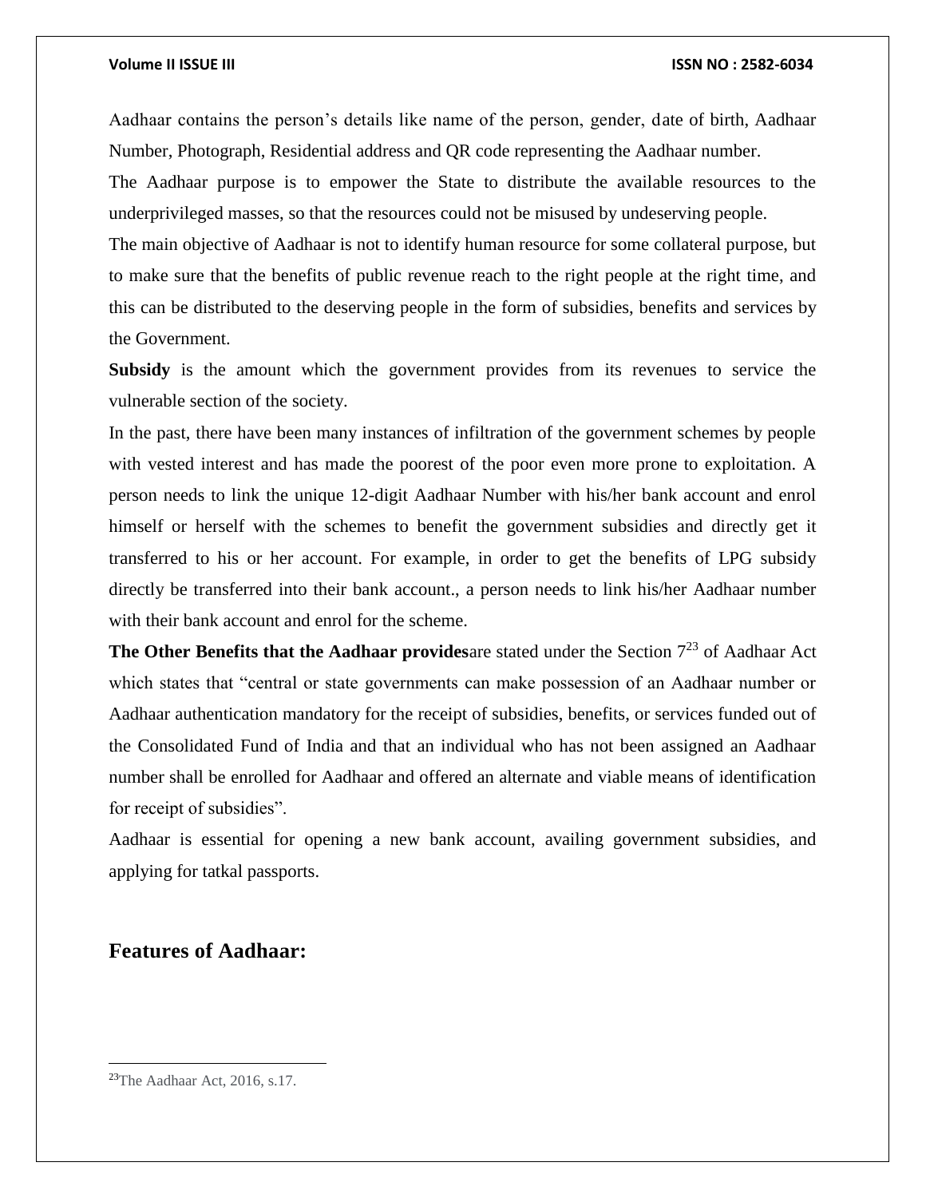Aadhaar contains the person's details like name of the person, gender, date of birth, Aadhaar Number, Photograph, Residential address and QR code representing the Aadhaar number.

The Aadhaar purpose is to empower the State to distribute the available resources to the underprivileged masses, so that the resources could not be misused by undeserving people.

The main objective of Aadhaar is not to identify human resource for some collateral purpose, but to make sure that the benefits of public revenue reach to the right people at the right time, and this can be distributed to the deserving people in the form of subsidies, benefits and services by the Government.

**Subsidy** is the amount which the government provides from its revenues to service the vulnerable section of the society.

In the past, there have been many instances of infiltration of the government schemes by people with vested interest and has made the poorest of the poor even more prone to exploitation. A person needs to link the unique 12-digit Aadhaar Number with his/her bank account and enrol himself or herself with the schemes to benefit the government subsidies and directly get it transferred to his or her account. For example, in order to get the benefits of LPG subsidy directly be transferred into their bank account., a person needs to link his/her Aadhaar number with their bank account and enrol for the scheme.

**The Other Benefits that the Aadhaar provides**are stated under the Section 7[23] of Aadhaar Act which states that "central or state governments can make possession of an Aadhaar number or Aadhaar authentication mandatory for the receipt of subsidies, benefits, or services funded out of the Consolidated Fund of India and that an individual who has not been assigned an Aadhaar number shall be enrolled for Aadhaar and offered an alternate and viable means of identification for receipt of subsidies".

Aadhaar is essential for opening a new bank account, availing government subsidies, and applying for tatkal passports.

## Features of Aadhaar:

---

[23]The Aadhaar Act, 2016, s.17.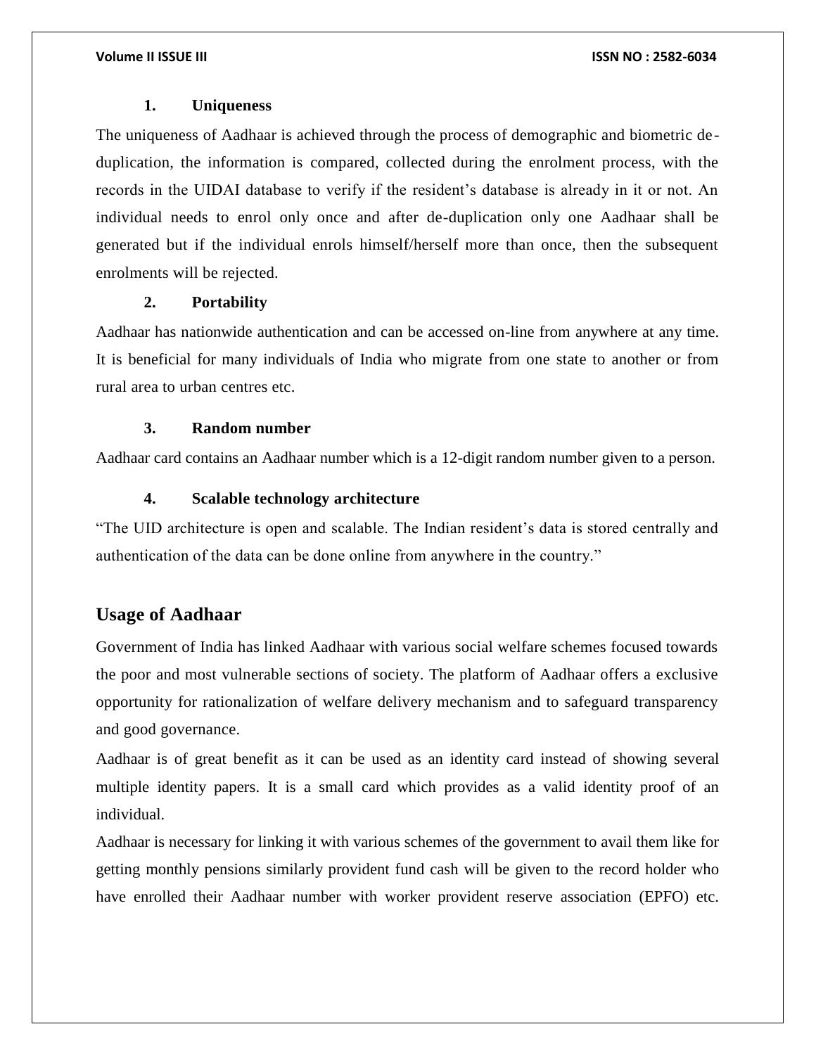### 1. Uniqueness

The uniqueness of Aadhaar is achieved through the process of demographic and biometric de-duplication, the information is compared, collected during the enrolment process, with the records in the UIDAI database to verify if the resident's database is already in it or not. An individual needs to enrol only once and after de-duplication only one Aadhaar shall be generated but if the individual enrols himself/herself more than once, then the subsequent enrolments will be rejected.

### 2. Portability

Aadhaar has nationwide authentication and can be accessed on-line from anywhere at any time. It is beneficial for many individuals of India who migrate from one state to another or from rural area to urban centres etc.

### 3. Random number

Aadhaar card contains an Aadhaar number which is a 12-digit random number given to a person.

### 4. Scalable technology architecture

"The UID architecture is open and scalable. The Indian resident's data is stored centrally and authentication of the data can be done online from anywhere in the country."

## Usage of Aadhaar

Government of India has linked Aadhaar with various social welfare schemes focused towards the poor and most vulnerable sections of society. The platform of Aadhaar offers a exclusive opportunity for rationalization of welfare delivery mechanism and to safeguard transparency and good governance.

Aadhaar is of great benefit as it can be used as an identity card instead of showing several multiple identity papers. It is a small card which provides as a valid identity proof of an individual.

Aadhaar is necessary for linking it with various schemes of the government to avail them like for getting monthly pensions similarly provident fund cash will be given to the record holder who have enrolled their Aadhaar number with worker provident reserve association (EPFO) etc.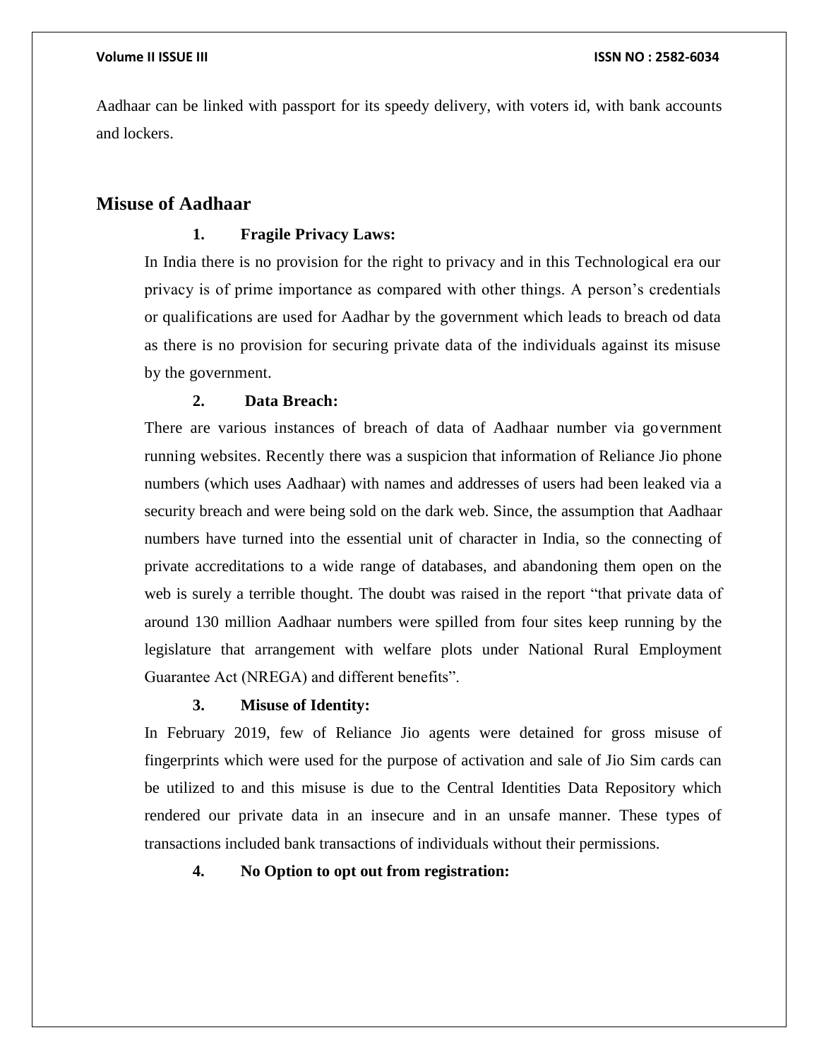Aadhaar can be linked with passport for its speedy delivery, with voters id, with bank accounts and lockers.

## Misuse of Aadhaar

1. **Fragile Privacy Laws:**

In India there is no provision for the right to privacy and in this Technological era our privacy is of prime importance as compared with other things. A person's credentials or qualifications are used for Aadhar by the government which leads to breach od data as there is no provision for securing private data of the individuals against its misuse by the government.

2. **Data Breach:**

There are various instances of breach of data of Aadhaar number via government running websites. Recently there was a suspicion that information of Reliance Jio phone numbers (which uses Aadhaar) with names and addresses of users had been leaked via a security breach and were being sold on the dark web. Since, the assumption that Aadhaar numbers have turned into the essential unit of character in India, so the connecting of private accreditations to a wide range of databases, and abandoning them open on the web is surely a terrible thought. The doubt was raised in the report "that private data of around 130 million Aadhaar numbers were spilled from four sites keep running by the legislature that arrangement with welfare plots under National Rural Employment Guarantee Act (NREGA) and different benefits".

3. **Misuse of Identity:**

In February 2019, few of Reliance Jio agents were detained for gross misuse of fingerprints which were used for the purpose of activation and sale of Jio Sim cards can be utilized to and this misuse is due to the Central Identities Data Repository which rendered our private data in an insecure and in an unsafe manner. These types of transactions included bank transactions of individuals without their permissions.

4. **No Option to opt out from registration:**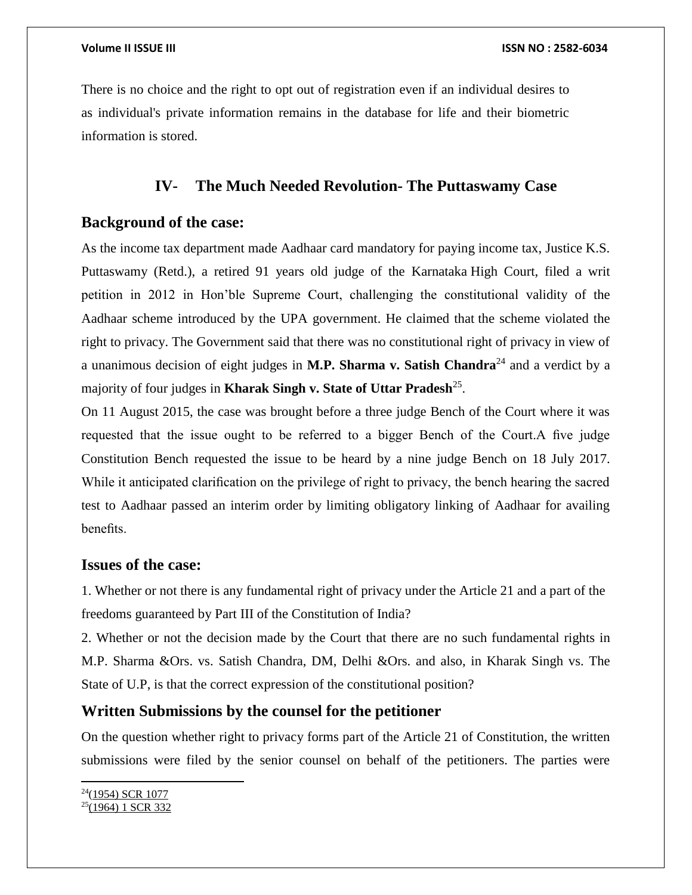There is no choice and the right to opt out of registration even if an individual desires to as individual's private information remains in the database for life and their biometric information is stored.

## IV- The Much Needed Revolution- The Puttaswamy Case

### Background of the case:

As the income tax department made Aadhaar card mandatory for paying income tax, Justice K.S. Puttaswamy (Retd.), a retired 91 years old judge of the Karnataka High Court, filed a writ petition in 2012 in Hon'ble Supreme Court, challenging the constitutional validity of the Aadhaar scheme introduced by the UPA government. He claimed that the scheme violated the right to privacy. The Government said that there was no constitutional right of privacy in view of a unanimous decision of eight judges in **M.P. Sharma v. Satish Chandra**[24] and a verdict by a majority of four judges in **Kharak Singh v. State of Uttar Pradesh**[25].

On 11 August 2015, the case was brought before a three judge Bench of the Court where it was requested that the issue ought to be referred to a bigger Bench of the Court.A five judge Constitution Bench requested the issue to be heard by a nine judge Bench on 18 July 2017. While it anticipated clarification on the privilege of right to privacy, the bench hearing the sacred test to Aadhaar passed an interim order by limiting obligatory linking of Aadhaar for availing benefits.

### Issues of the case:

1. Whether or not there is any fundamental right of privacy under the Article 21 and a part of the freedoms guaranteed by Part III of the Constitution of India?
2. Whether or not the decision made by the Court that there are no such fundamental rights in M.P. Sharma &Ors. vs. Satish Chandra, DM, Delhi &Ors. and also, in Kharak Singh vs. The State of U.P, is that the correct expression of the constitutional position?

### Written Submissions by the counsel for the petitioner

On the question whether right to privacy forms part of the Article 21 of Constitution, the written submissions were filed by the senior counsel on behalf of the petitioners. The parties were

---

[24] (1954) SCR 1077

[25] (1964) 1 SCR 332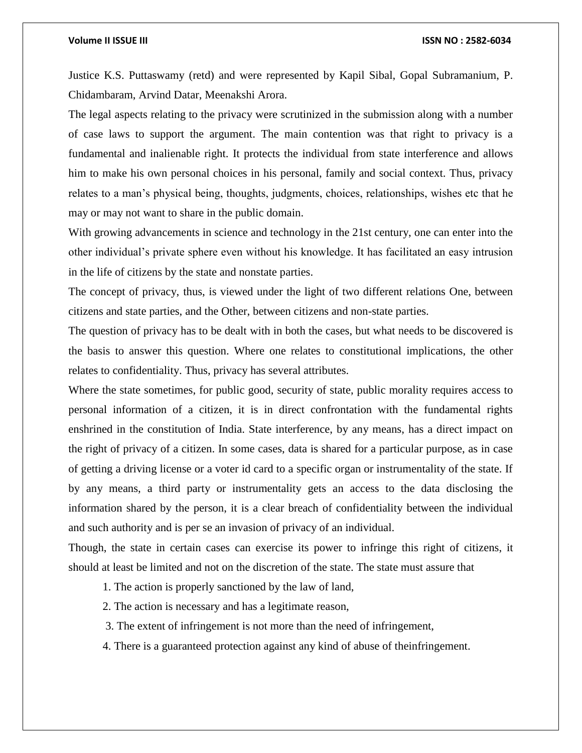Justice K.S. Puttaswamy (retd) and were represented by Kapil Sibal, Gopal Subramanium, P. Chidambaram, Arvind Datar, Meenakshi Arora.

The legal aspects relating to the privacy were scrutinized in the submission along with a number of case laws to support the argument. The main contention was that right to privacy is a fundamental and inalienable right. It protects the individual from state interference and allows him to make his own personal choices in his personal, family and social context. Thus, privacy relates to a man's physical being, thoughts, judgments, choices, relationships, wishes etc that he may or may not want to share in the public domain.

With growing advancements in science and technology in the 21st century, one can enter into the other individual's private sphere even without his knowledge. It has facilitated an easy intrusion in the life of citizens by the state and nonstate parties.

The concept of privacy, thus, is viewed under the light of two different relations One, between citizens and state parties, and the Other, between citizens and non-state parties.

The question of privacy has to be dealt with in both the cases, but what needs to be discovered is the basis to answer this question. Where one relates to constitutional implications, the other relates to confidentiality. Thus, privacy has several attributes.

Where the state sometimes, for public good, security of state, public morality requires access to personal information of a citizen, it is in direct confrontation with the fundamental rights enshrined in the constitution of India. State interference, by any means, has a direct impact on the right of privacy of a citizen. In some cases, data is shared for a particular purpose, as in case of getting a driving license or a voter id card to a specific organ or instrumentality of the state. If by any means, a third party or instrumentality gets an access to the data disclosing the information shared by the person, it is a clear breach of confidentiality between the individual and such authority and is per se an invasion of privacy of an individual.

Though, the state in certain cases can exercise its power to infringe this right of citizens, it should at least be limited and not on the discretion of the state. The state must assure that

1. The action is properly sanctioned by the law of land,
2. The action is necessary and has a legitimate reason,
3. The extent of infringement is not more than the need of infringement,
4. There is a guaranteed protection against any kind of abuse of theinfringement.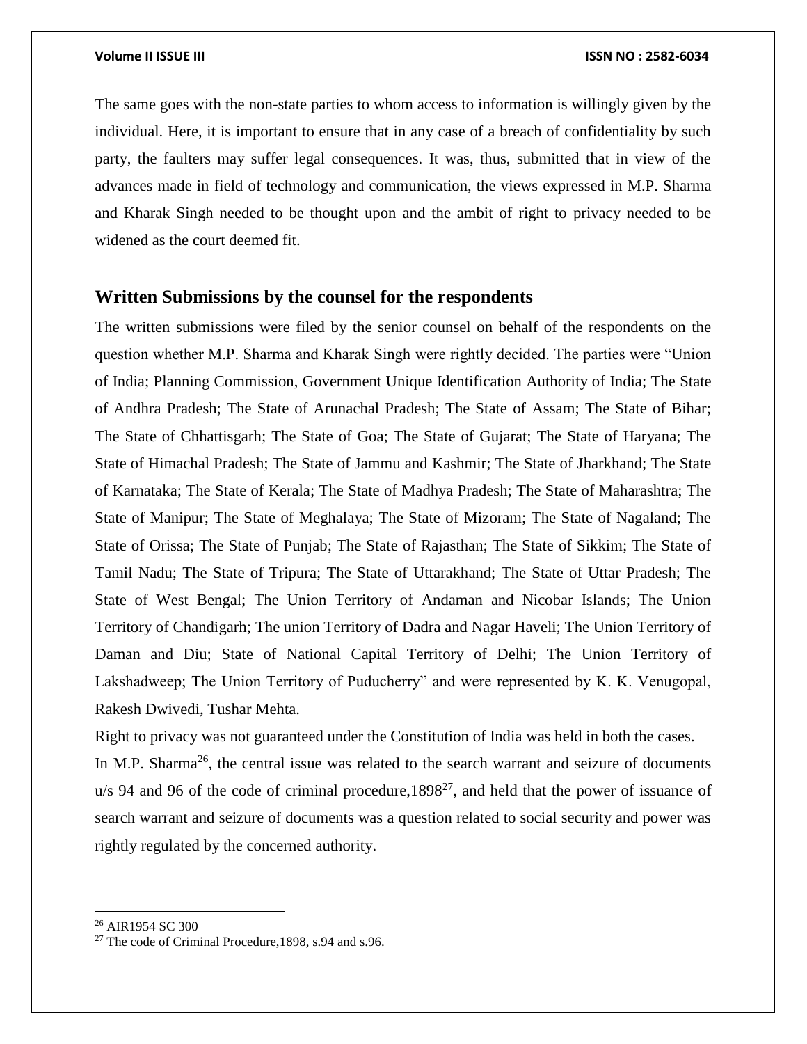The same goes with the non-state parties to whom access to information is willingly given by the individual. Here, it is important to ensure that in any case of a breach of confidentiality by such party, the faulters may suffer legal consequences. It was, thus, submitted that in view of the advances made in field of technology and communication, the views expressed in M.P. Sharma and Kharak Singh needed to be thought upon and the ambit of right to privacy needed to be widened as the court deemed fit.

## Written Submissions by the counsel for the respondents

The written submissions were filed by the senior counsel on behalf of the respondents on the question whether M.P. Sharma and Kharak Singh were rightly decided. The parties were "Union of India; Planning Commission, Government Unique Identification Authority of India; The State of Andhra Pradesh; The State of Arunachal Pradesh; The State of Assam; The State of Bihar; The State of Chhattisgarh; The State of Goa; The State of Gujarat; The State of Haryana; The State of Himachal Pradesh; The State of Jammu and Kashmir; The State of Jharkhand; The State of Karnataka; The State of Kerala; The State of Madhya Pradesh; The State of Maharashtra; The State of Manipur; The State of Meghalaya; The State of Mizoram; The State of Nagaland; The State of Orissa; The State of Punjab; The State of Rajasthan; The State of Sikkim; The State of Tamil Nadu; The State of Tripura; The State of Uttarakhand; The State of Uttar Pradesh; The State of West Bengal; The Union Territory of Andaman and Nicobar Islands; The Union Territory of Chandigarh; The union Territory of Dadra and Nagar Haveli; The Union Territory of Daman and Diu; State of National Capital Territory of Delhi; The Union Territory of Lakshadweep; The Union Territory of Puducherry" and were represented by K. K. Venugopal, Rakesh Dwivedi, Tushar Mehta.

Right to privacy was not guaranteed under the Constitution of India was held in both the cases.

In M.P. Sharma[26], the central issue was related to the search warrant and seizure of documents u/s 94 and 96 of the code of criminal procedure,1898[27], and held that the power of issuance of search warrant and seizure of documents was a question related to social security and power was rightly regulated by the concerned authority.

---

[26] AIR1954 SC 300

[27] The code of Criminal Procedure,1898, s.94 and s.96.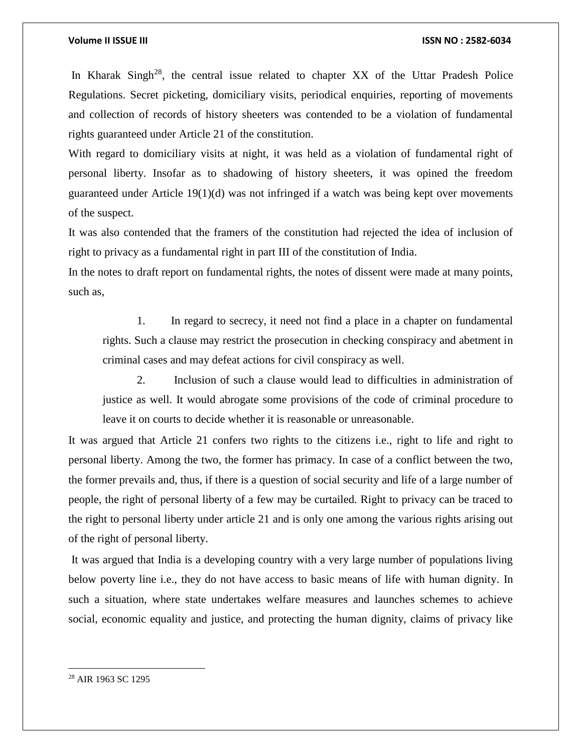In Kharak Singh[28], the central issue related to chapter XX of the Uttar Pradesh Police Regulations. Secret picketing, domiciliary visits, periodical enquiries, reporting of movements and collection of records of history sheeters was contended to be a violation of fundamental rights guaranteed under Article 21 of the constitution.

With regard to domiciliary visits at night, it was held as a violation of fundamental right of personal liberty. Insofar as to shadowing of history sheeters, it was opined the freedom guaranteed under Article 19(1)(d) was not infringed if a watch was being kept over movements of the suspect.

It was also contended that the framers of the constitution had rejected the idea of inclusion of right to privacy as a fundamental right in part III of the constitution of India.

In the notes to draft report on fundamental rights, the notes of dissent were made at many points, such as,

> 1. In regard to secrecy, it need not find a place in a chapter on fundamental rights. Such a clause may restrict the prosecution in checking conspiracy and abetment in criminal cases and may defeat actions for civil conspiracy as well.
>
> 2. Inclusion of such a clause would lead to difficulties in administration of justice as well. It would abrogate some provisions of the code of criminal procedure to leave it on courts to decide whether it is reasonable or unreasonable.

It was argued that Article 21 confers two rights to the citizens i.e., right to life and right to personal liberty. Among the two, the former has primacy. In case of a conflict between the two, the former prevails and, thus, if there is a question of social security and life of a large number of people, the right of personal liberty of a few may be curtailed. Right to privacy can be traced to the right to personal liberty under article 21 and is only one among the various rights arising out of the right of personal liberty.

It was argued that India is a developing country with a very large number of populations living below poverty line i.e., they do not have access to basic means of life with human dignity. In such a situation, where state undertakes welfare measures and launches schemes to achieve social, economic equality and justice, and protecting the human dignity, claims of privacy like

---

[28] AIR 1963 SC 1295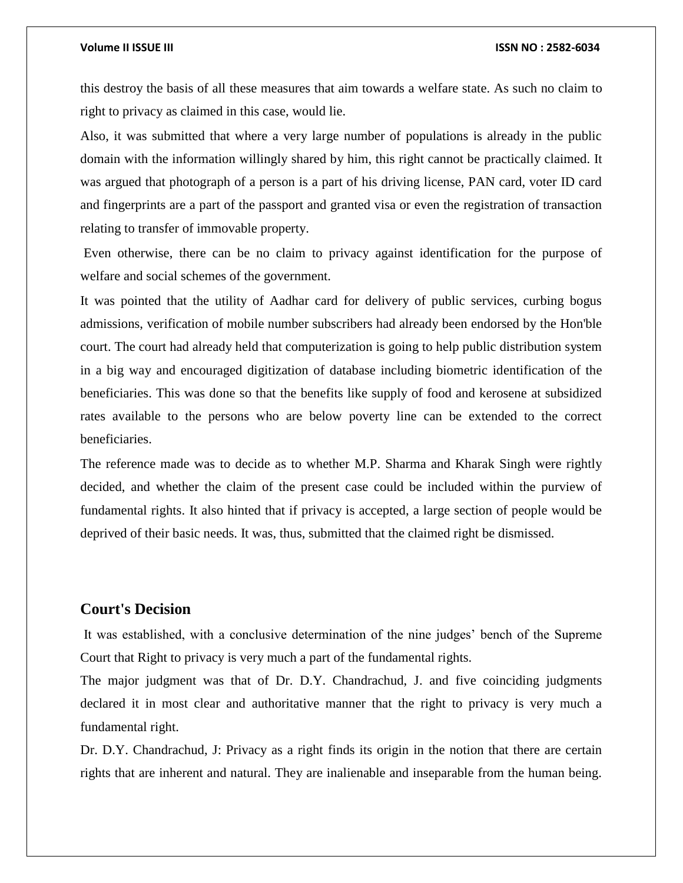this destroy the basis of all these measures that aim towards a welfare state. As such no claim to right to privacy as claimed in this case, would lie.

Also, it was submitted that where a very large number of populations is already in the public domain with the information willingly shared by him, this right cannot be practically claimed. It was argued that photograph of a person is a part of his driving license, PAN card, voter ID card and fingerprints are a part of the passport and granted visa or even the registration of transaction relating to transfer of immovable property.

Even otherwise, there can be no claim to privacy against identification for the purpose of welfare and social schemes of the government.

It was pointed that the utility of Aadhar card for delivery of public services, curbing bogus admissions, verification of mobile number subscribers had already been endorsed by the Hon'ble court. The court had already held that computerization is going to help public distribution system in a big way and encouraged digitization of database including biometric identification of the beneficiaries. This was done so that the benefits like supply of food and kerosene at subsidized rates available to the persons who are below poverty line can be extended to the correct beneficiaries.

The reference made was to decide as to whether M.P. Sharma and Kharak Singh were rightly decided, and whether the claim of the present case could be included within the purview of fundamental rights. It also hinted that if privacy is accepted, a large section of people would be deprived of their basic needs. It was, thus, submitted that the claimed right be dismissed.

## Court's Decision

It was established, with a conclusive determination of the nine judges' bench of the Supreme Court that Right to privacy is very much a part of the fundamental rights.

The major judgment was that of Dr. D.Y. Chandrachud, J. and five coinciding judgments declared it in most clear and authoritative manner that the right to privacy is very much a fundamental right.

Dr. D.Y. Chandrachud, J: Privacy as a right finds its origin in the notion that there are certain rights that are inherent and natural. They are inalienable and inseparable from the human being.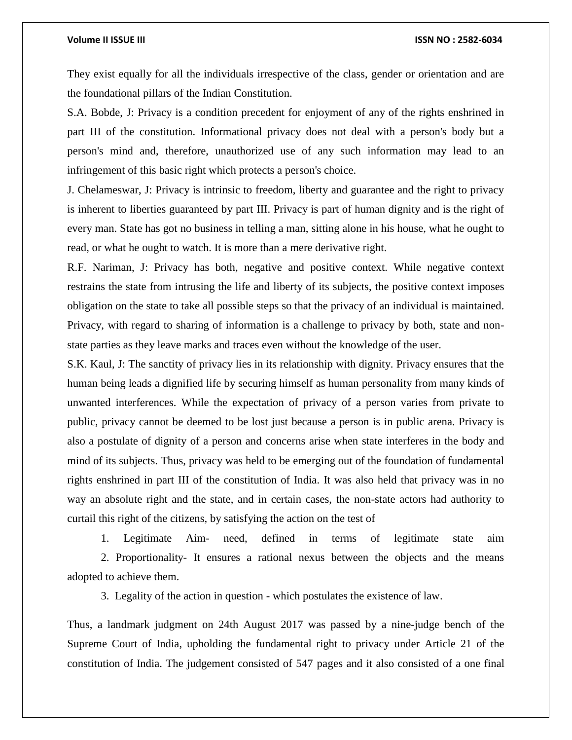They exist equally for all the individuals irrespective of the class, gender or orientation and are the foundational pillars of the Indian Constitution.

S.A. Bobde, J: Privacy is a condition precedent for enjoyment of any of the rights enshrined in part III of the constitution. Informational privacy does not deal with a person's body but a person's mind and, therefore, unauthorized use of any such information may lead to an infringement of this basic right which protects a person's choice.

J. Chelameswar, J: Privacy is intrinsic to freedom, liberty and guarantee and the right to privacy is inherent to liberties guaranteed by part III. Privacy is part of human dignity and is the right of every man. State has got no business in telling a man, sitting alone in his house, what he ought to read, or what he ought to watch. It is more than a mere derivative right.

R.F. Nariman, J: Privacy has both, negative and positive context. While negative context restrains the state from intrusing the life and liberty of its subjects, the positive context imposes obligation on the state to take all possible steps so that the privacy of an individual is maintained. Privacy, with regard to sharing of information is a challenge to privacy by both, state and non-state parties as they leave marks and traces even without the knowledge of the user.

S.K. Kaul, J: The sanctity of privacy lies in its relationship with dignity. Privacy ensures that the human being leads a dignified life by securing himself as human personality from many kinds of unwanted interferences. While the expectation of privacy of a person varies from private to public, privacy cannot be deemed to be lost just because a person is in public arena. Privacy is also a postulate of dignity of a person and concerns arise when state interferes in the body and mind of its subjects. Thus, privacy was held to be emerging out of the foundation of fundamental rights enshrined in part III of the constitution of India. It was also held that privacy was in no way an absolute right and the state, and in certain cases, the non-state actors had authority to curtail this right of the citizens, by satisfying the action on the test of

1. Legitimate Aim- need, defined in terms of legitimate state aim
2. Proportionality- It ensures a rational nexus between the objects and the means adopted to achieve them.
3. Legality of the action in question - which postulates the existence of law.

Thus, a landmark judgment on 24th August 2017 was passed by a nine-judge bench of the Supreme Court of India, upholding the fundamental right to privacy under Article 21 of the constitution of India. The judgement consisted of 547 pages and it also consisted of a one final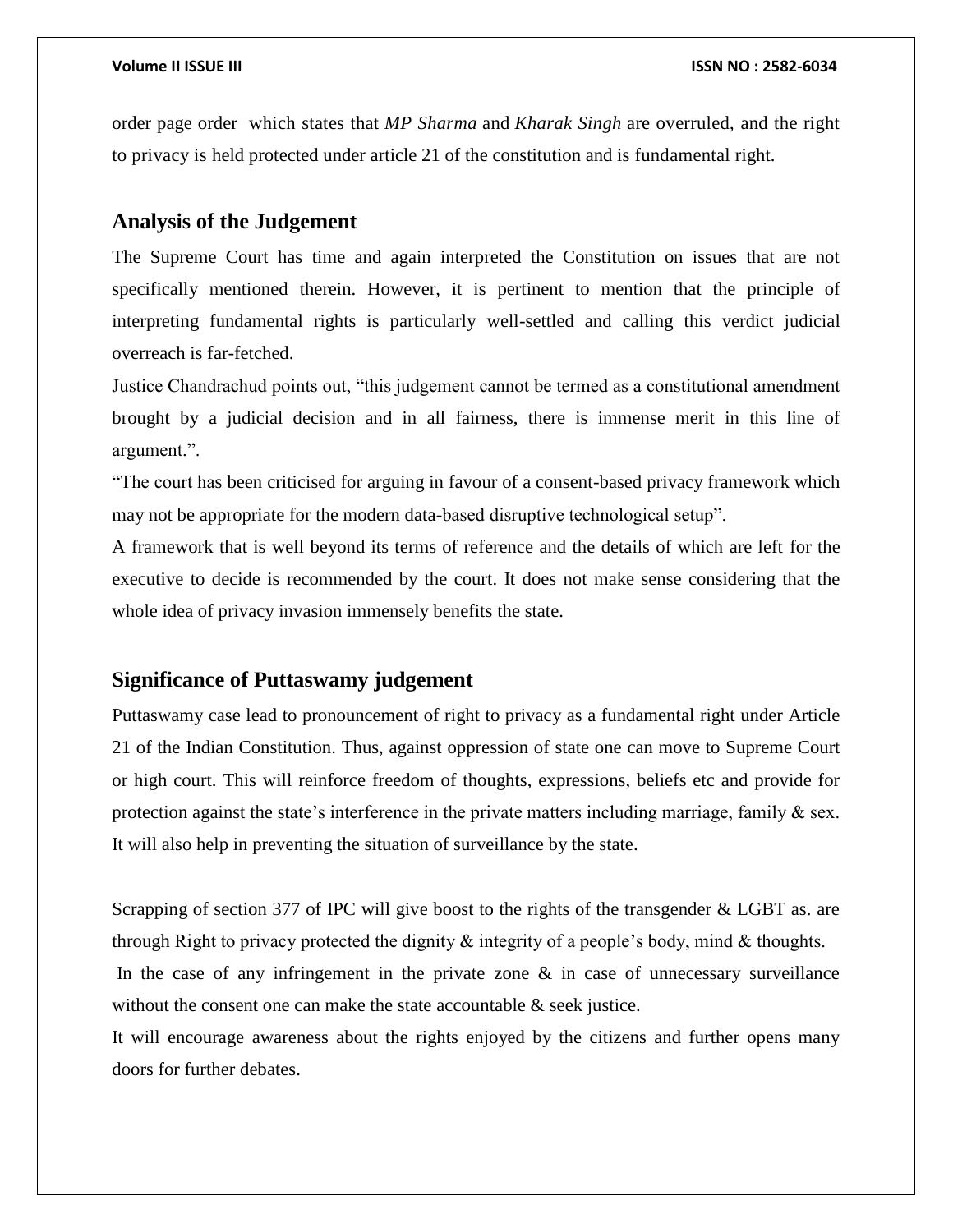order page order which states that *MP Sharma* and *Kharak Singh* are overruled, and the right to privacy is held protected under article 21 of the constitution and is fundamental right.

## Analysis of the Judgement

The Supreme Court has time and again interpreted the Constitution on issues that are not specifically mentioned therein. However, it is pertinent to mention that the principle of interpreting fundamental rights is particularly well-settled and calling this verdict judicial overreach is far-fetched.

Justice Chandrachud points out, "this judgement cannot be termed as a constitutional amendment brought by a judicial decision and in all fairness, there is immense merit in this line of argument.".

"The court has been criticised for arguing in favour of a consent-based privacy framework which may not be appropriate for the modern data-based disruptive technological setup".

A framework that is well beyond its terms of reference and the details of which are left for the executive to decide is recommended by the court. It does not make sense considering that the whole idea of privacy invasion immensely benefits the state.

## Significance of Puttaswamy judgement

Puttaswamy case lead to pronouncement of right to privacy as a fundamental right under Article 21 of the Indian Constitution. Thus, against oppression of state one can move to Supreme Court or high court. This will reinforce freedom of thoughts, expressions, beliefs etc and provide for protection against the state's interference in the private matters including marriage, family & sex. It will also help in preventing the situation of surveillance by the state.

Scrapping of section 377 of IPC will give boost to the rights of the transgender & LGBT as. are through Right to privacy protected the dignity & integrity of a people's body, mind & thoughts.

In the case of any infringement in the private zone & in case of unnecessary surveillance without the consent one can make the state accountable & seek justice.

It will encourage awareness about the rights enjoyed by the citizens and further opens many doors for further debates.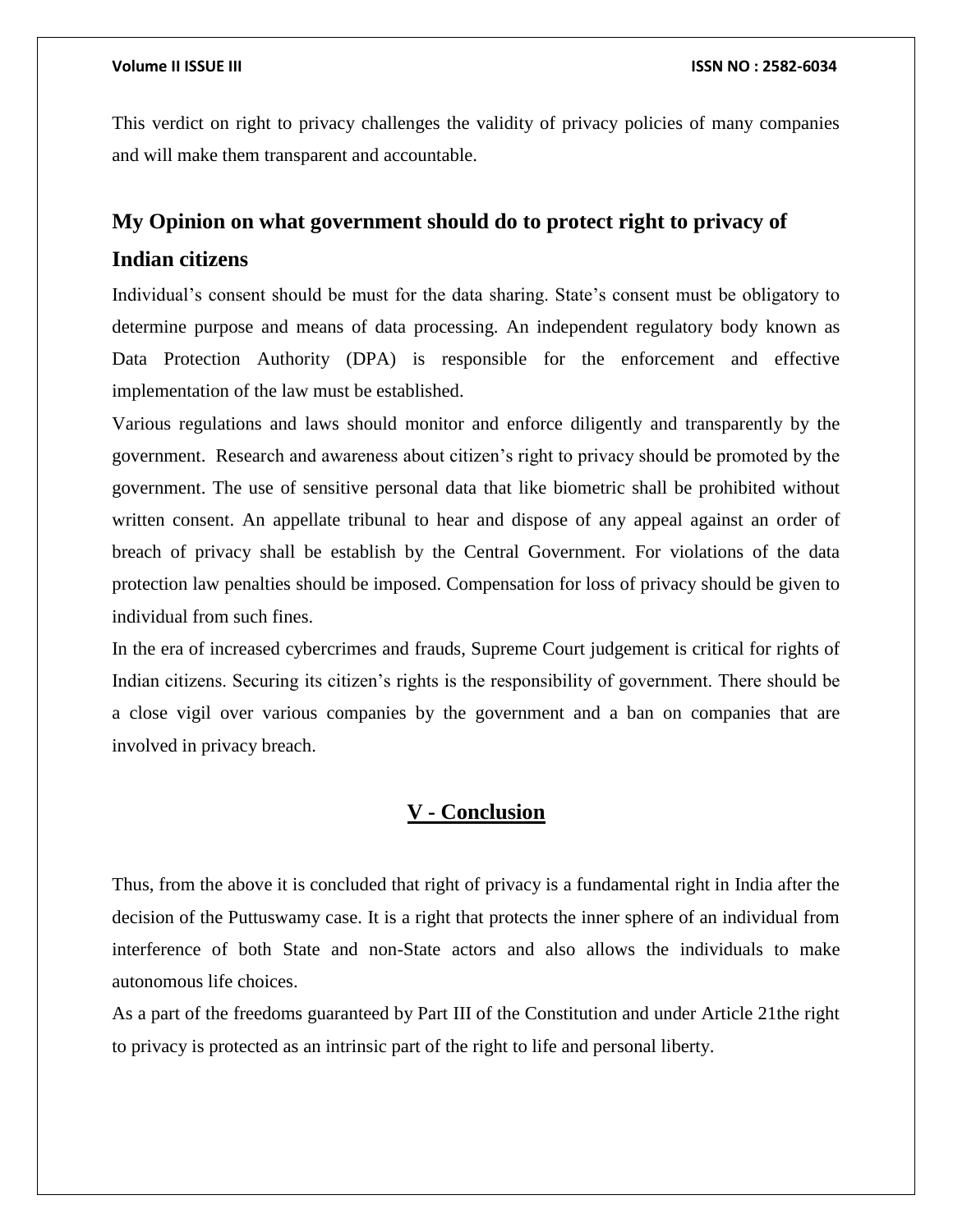This verdict on right to privacy challenges the validity of privacy policies of many companies and will make them transparent and accountable.

## My Opinion on what government should do to protect right to privacy of Indian citizens

Individual's consent should be must for the data sharing. State's consent must be obligatory to determine purpose and means of data processing. An independent regulatory body known as Data Protection Authority (DPA) is responsible for the enforcement and effective implementation of the law must be established.

Various regulations and laws should monitor and enforce diligently and transparently by the government. Research and awareness about citizen's right to privacy should be promoted by the government. The use of sensitive personal data that like biometric shall be prohibited without written consent. An appellate tribunal to hear and dispose of any appeal against an order of breach of privacy shall be establish by the Central Government. For violations of the data protection law penalties should be imposed. Compensation for loss of privacy should be given to individual from such fines.

In the era of increased cybercrimes and frauds, Supreme Court judgement is critical for rights of Indian citizens. Securing its citizen's rights is the responsibility of government. There should be a close vigil over various companies by the government and a ban on companies that are involved in privacy breach.

## V - Conclusion

Thus, from the above it is concluded that right of privacy is a fundamental right in India after the decision of the Puttuswamy case. It is a right that protects the inner sphere of an individual from interference of both State and non-State actors and also allows the individuals to make autonomous life choices.

As a part of the freedoms guaranteed by Part III of the Constitution and under Article 21the right to privacy is protected as an intrinsic part of the right to life and personal liberty.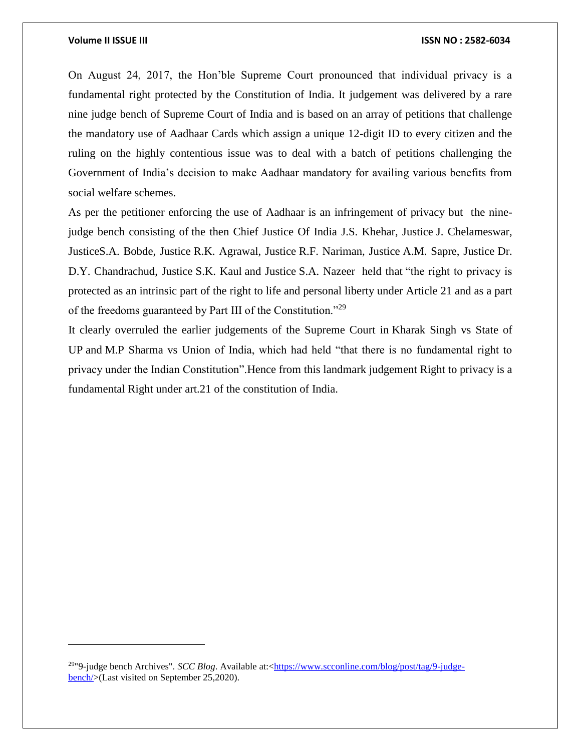On August 24, 2017, the Hon'ble Supreme Court pronounced that individual privacy is a fundamental right protected by the Constitution of India. It judgement was delivered by a rare nine judge bench of Supreme Court of India and is based on an array of petitions that challenge the mandatory use of Aadhaar Cards which assign a unique 12-digit ID to every citizen and the ruling on the highly contentious issue was to deal with a batch of petitions challenging the Government of India's decision to make Aadhaar mandatory for availing various benefits from social welfare schemes.

As per the petitioner enforcing the use of Aadhaar is an infringement of privacy but the nine-judge bench consisting of the then Chief Justice Of India J.S. Khehar, Justice J. Chelameswar, JusticeS.A. Bobde, Justice R.K. Agrawal, Justice R.F. Nariman, Justice A.M. Sapre, Justice Dr. D.Y. Chandrachud, Justice S.K. Kaul and Justice S.A. Nazeer held that "the right to privacy is protected as an intrinsic part of the right to life and personal liberty under Article 21 and as a part of the freedoms guaranteed by Part III of the Constitution."[29]

It clearly overruled the earlier judgements of the Supreme Court in Kharak Singh vs State of UP and M.P Sharma vs Union of India, which had held "that there is no fundamental right to privacy under the Indian Constitution".Hence from this landmark judgement Right to privacy is a fundamental Right under art.21 of the constitution of India.

---

[29]"9-judge bench Archives". *SCC Blog*. Available at:<https://www.scconline.com/blog/post/tag/9-judge-bench/>(Last visited on September 25,2020).